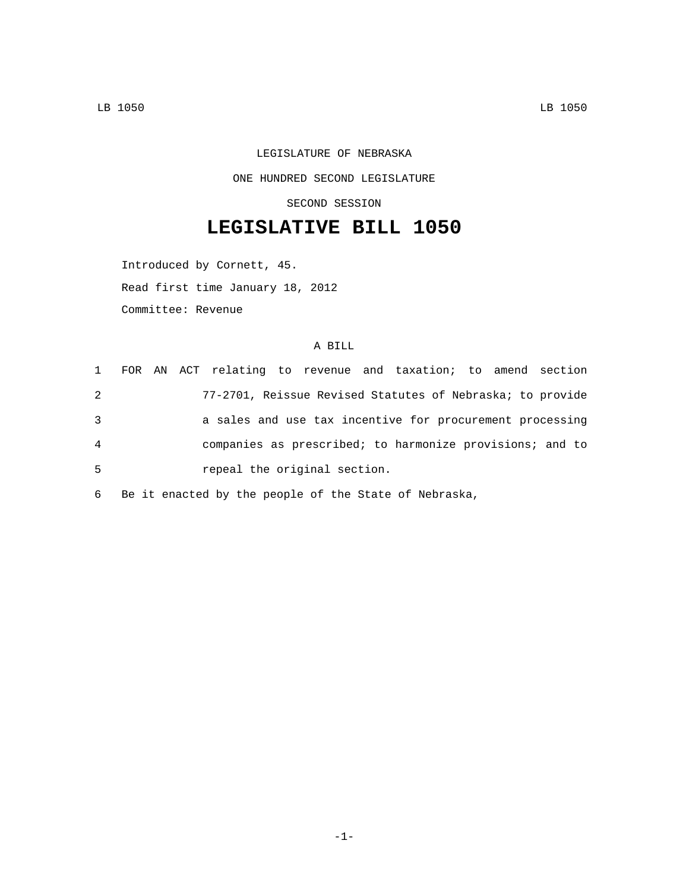LEGISLATURE OF NEBRASKA

ONE HUNDRED SECOND LEGISLATURE

SECOND SESSION

# LEGISLATIVE BILL 1050

Introduced by Cornett, 45.

Read first time January 18, 2012

Committee: Revenue

A BILL

1 FOR AN ACT relating to revenue and taxation; to amend section
2 77-2701, Reissue Revised Statutes of Nebraska; to provide
3 a sales and use tax incentive for procurement processing
4 companies as prescribed; to harmonize provisions; and to
5 repeal the original section.

6 Be it enacted by the people of the State of Nebraska,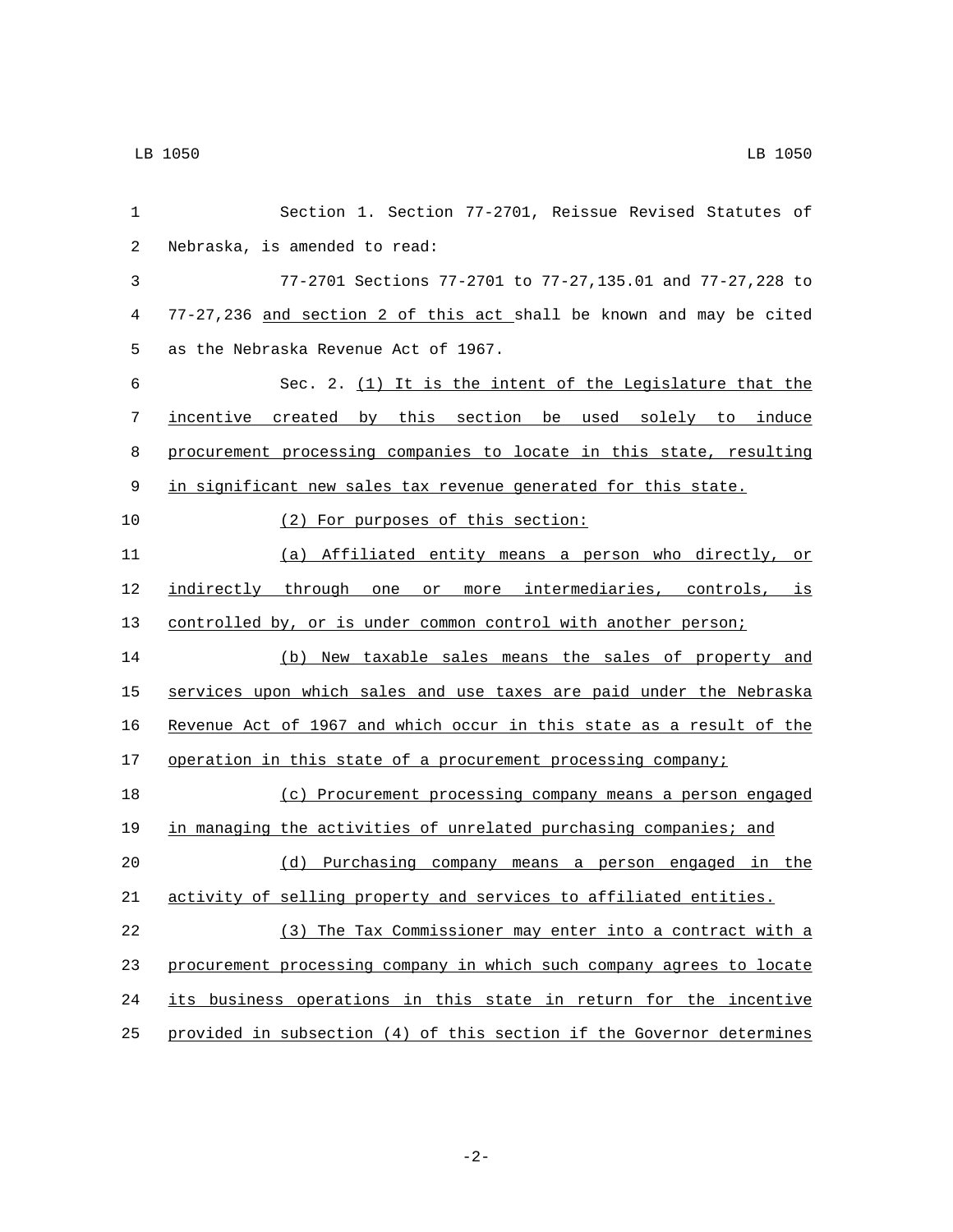Section 1. Section 77-2701, Reissue Revised Statutes of Nebraska, is amended to read:

77-2701 Sections 77-2701 to 77-27,135.01 and 77-27,228 to 77-27,236 <u>and section 2 of this act</u> shall be known and may be cited as the Nebraska Revenue Act of 1967.

Sec. 2. <u>(1) It is the intent of the Legislature that the incentive created by this section be used solely to induce procurement processing companies to locate in this state, resulting in significant new sales tax revenue generated for this state.</u>

<u>(2) For purposes of this section:</u>

<u>(a) Affiliated entity means a person who directly, or indirectly through one or more intermediaries, controls, is controlled by, or is under common control with another person;</u>

<u>(b) New taxable sales means the sales of property and services upon which sales and use taxes are paid under the Nebraska Revenue Act of 1967 and which occur in this state as a result of the operation in this state of a procurement processing company;</u>

<u>(c) Procurement processing company means a person engaged in managing the activities of unrelated purchasing companies; and</u>

<u>(d) Purchasing company means a person engaged in the activity of selling property and services to affiliated entities.</u>

<u>(3) The Tax Commissioner may enter into a contract with a procurement processing company in which such company agrees to locate its business operations in this state in return for the incentive provided in subsection (4) of this section if the Governor determines</u>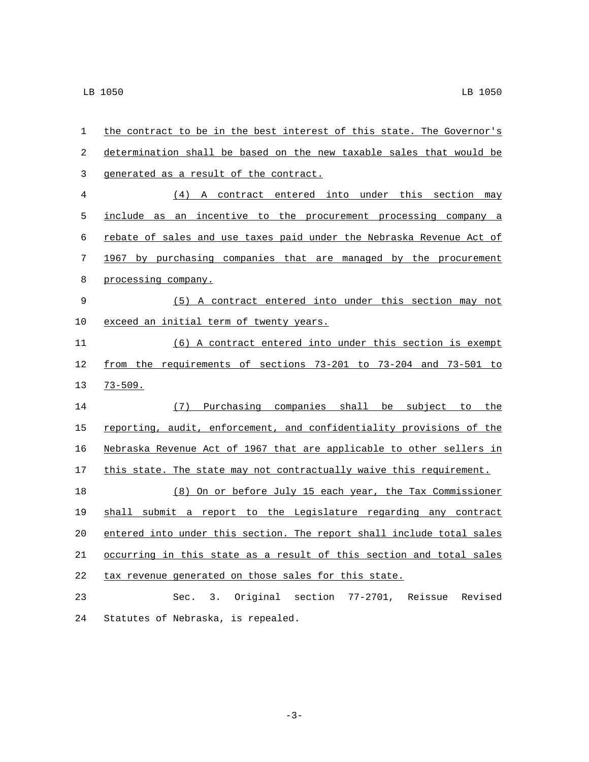the contract to be in the best interest of this state. The Governor's determination shall be based on the new taxable sales that would be generated as a result of the contract.

(4) A contract entered into under this section may include as an incentive to the procurement processing company a rebate of sales and use taxes paid under the Nebraska Revenue Act of 1967 by purchasing companies that are managed by the procurement processing company.

(5) A contract entered into under this section may not exceed an initial term of twenty years.

(6) A contract entered into under this section is exempt from the requirements of sections 73-201 to 73-204 and 73-501 to 73-509.

(7) Purchasing companies shall be subject to the reporting, audit, enforcement, and confidentiality provisions of the Nebraska Revenue Act of 1967 that are applicable to other sellers in this state. The state may not contractually waive this requirement.

(8) On or before July 15 each year, the Tax Commissioner shall submit a report to the Legislature regarding any contract entered into under this section. The report shall include total sales occurring in this state as a result of this section and total sales tax revenue generated on those sales for this state.

Sec. 3. Original section 77-2701, Reissue Revised Statutes of Nebraska, is repealed.